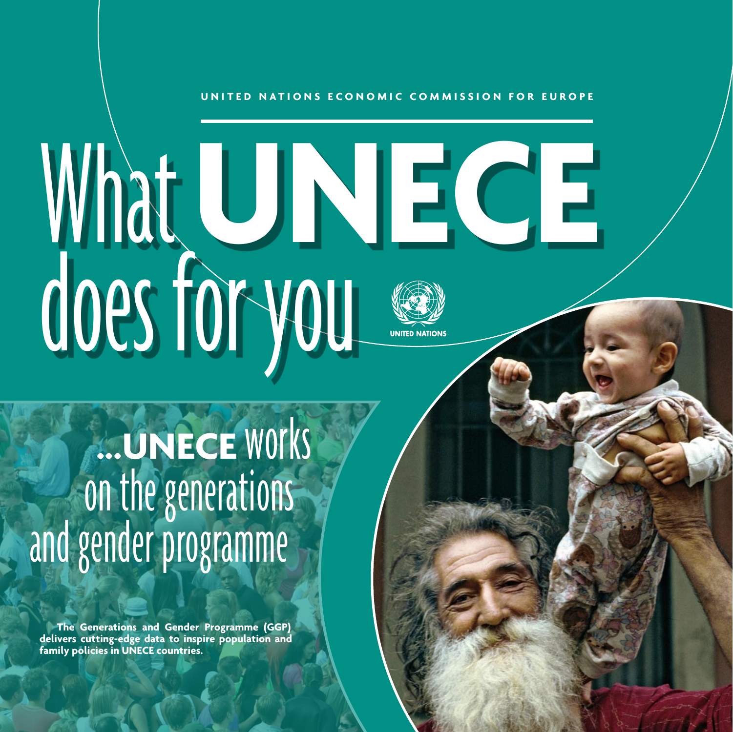UNITED NATIONS ECONOMIC COMMISSION FOR EUROPE

# What UNECE does for you

UNITED NATIONS

## ...UNECE works on the generations and gender programme

**The Generations and Gender Programme (GGP) delivers cutting-edge data to inspire population and family policies in UNECE countries.**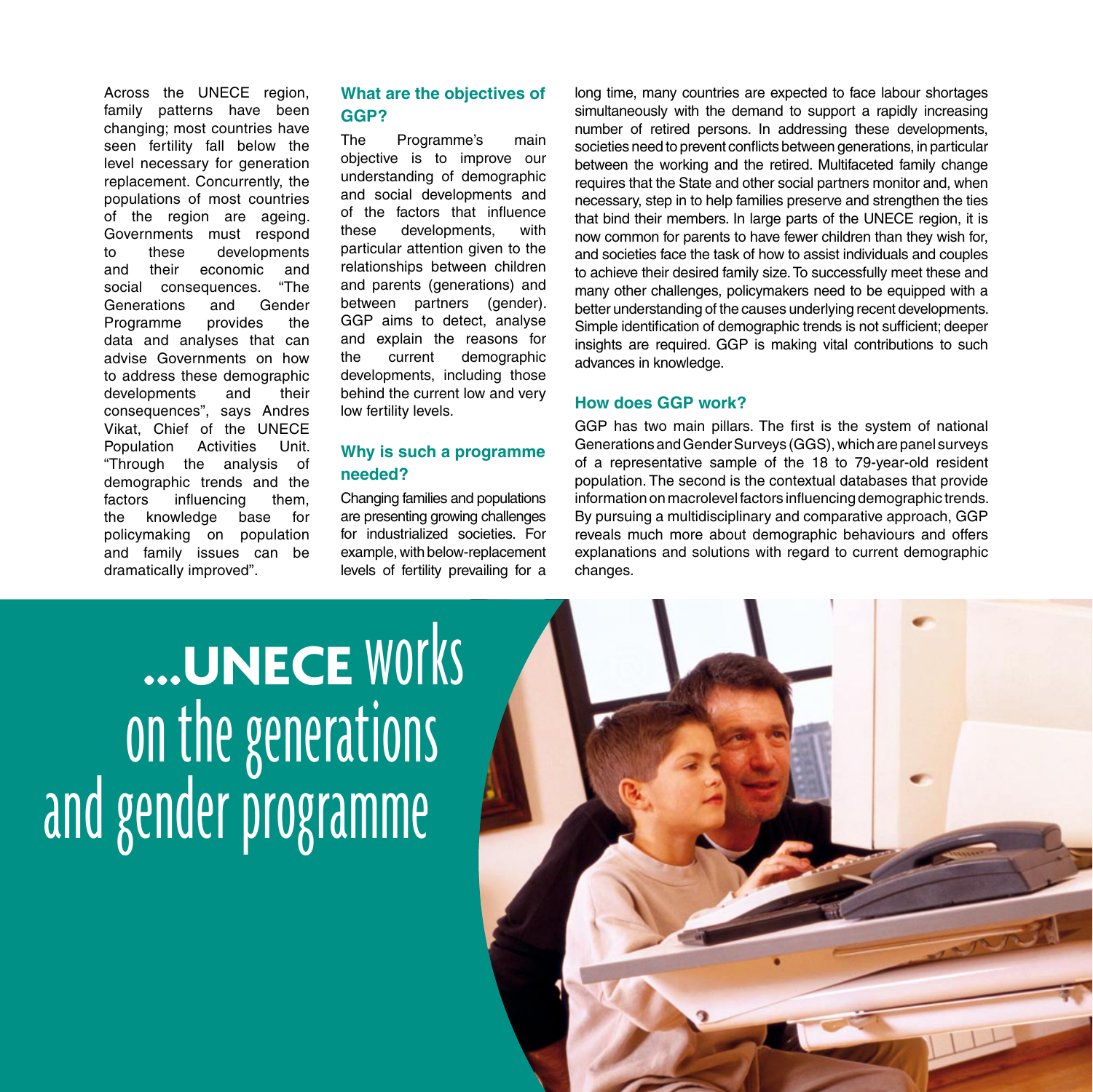Across the UNECE region, family patterns have been changing; most countries have seen fertility fall below the level necessary for generation replacement. Concurrently, the populations of most countries of the region are ageing. Governments must respond to these developments and their economic and social consequences. "The Generations and Gender Programme provides the data and analyses that can advise Governments on how to address these demographic developments and their consequences", says Andres Vikat, Chief of the UNECE Population Activities Unit. "Through the analysis of demographic trends and the factors influencing them, the knowledge base for policymaking on population and family issues can be dramatically improved".

### What are the objectives of GGP?

The Programme's main objective is to improve our understanding of demographic and social developments and of the factors that influence these developments, with particular attention given to the relationships between children and parents (generations) and between partners (gender). GGP aims to detect, analyse and explain the reasons for the current demographic developments, including those behind the current low and very low fertility levels.

### Why is such a programme needed?

Changing families and populations are presenting growing challenges for industrialized societies. For example, with below-replacement levels of fertility prevailing for a long time, many countries are expected to face labour shortages simultaneously with the demand to support a rapidly increasing number of retired persons. In addressing these developments, societies need to prevent conflicts between generations, in particular between the working and the retired. Multifaceted family change requires that the State and other social partners monitor and, when necessary, step in to help families preserve and strengthen the ties that bind their members. In large parts of the UNECE region, it is now common for parents to have fewer children than they wish for, and societies face the task of how to assist individuals and couples to achieve their desired family size. To successfully meet these and many other challenges, policymakers need to be equipped with a better understanding of the causes underlying recent developments. Simple identification of demographic trends is not sufficient; deeper insights are required. GGP is making vital contributions to such advances in knowledge.

### How does GGP work?

GGP has two main pillars. The first is the system of national Generations and Gender Surveys (GGS), which are panel surveys of a representative sample of the 18 to 79-year-old resident population. The second is the contextual databases that provide information on macrolevel factors influencing demographic trends. By pursuing a multidisciplinary and comparative approach, GGP reveals much more about demographic behaviours and offers explanations and solutions with regard to current demographic changes.

# ...UNECE works on the generations and gender programme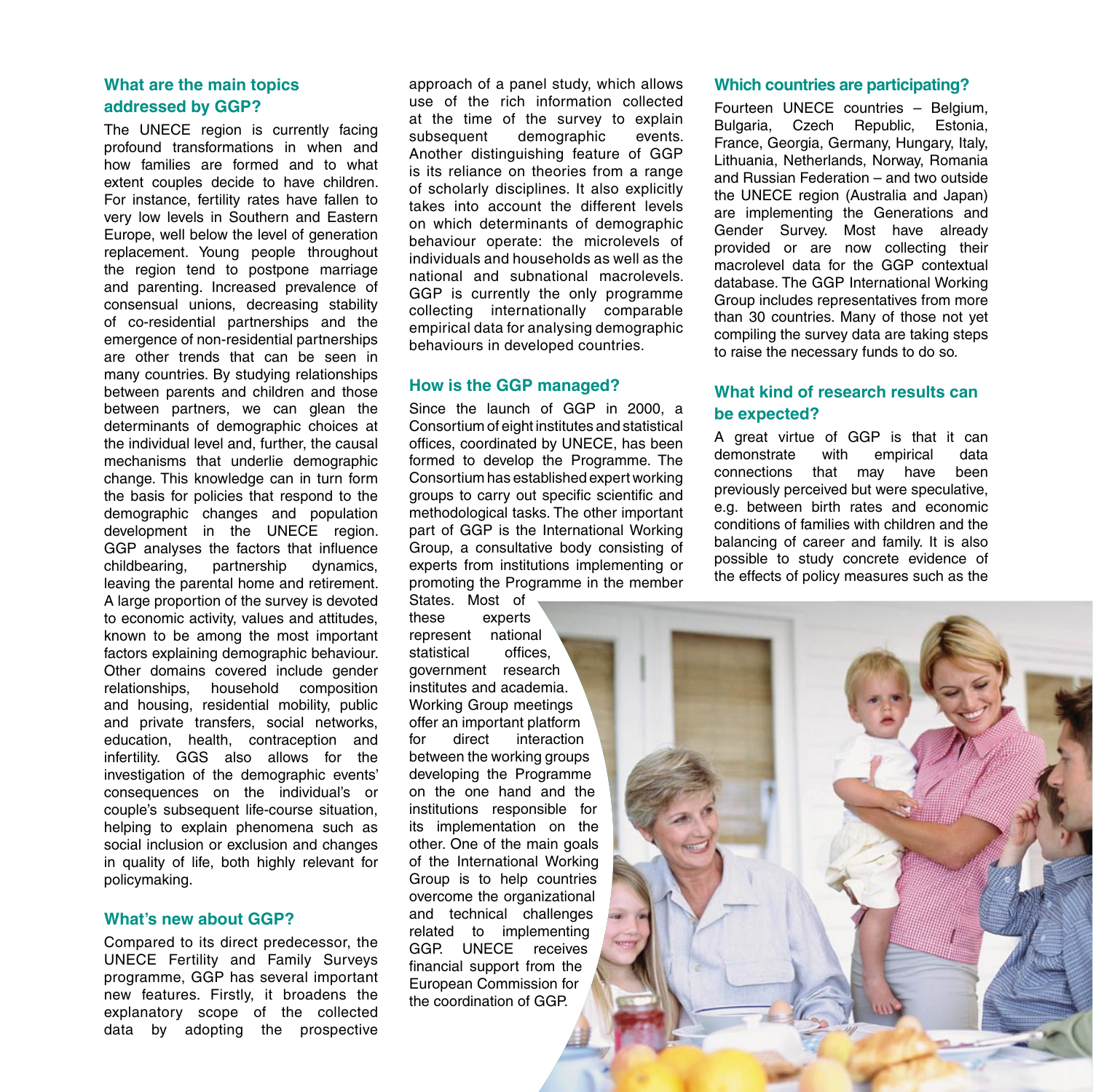## What are the main topics addressed by GGP?

The UNECE region is currently facing profound transformations in when and how families are formed and to what extent couples decide to have children. For instance, fertility rates have fallen to very low levels in Southern and Eastern Europe, well below the level of generation replacement. Young people throughout the region tend to postpone marriage and parenting. Increased prevalence of consensual unions, decreasing stability of co-residential partnerships and the emergence of non-residential partnerships are other trends that can be seen in many countries. By studying relationships between parents and children and those between partners, we can glean the determinants of demographic choices at the individual level and, further, the causal mechanisms that underlie demographic change. This knowledge can in turn form the basis for policies that respond to the demographic changes and population development in the UNECE region. GGP analyses the factors that influence childbearing, partnership dynamics, leaving the parental home and retirement. A large proportion of the survey is devoted to economic activity, values and attitudes, known to be among the most important factors explaining demographic behaviour. Other domains covered include gender relationships, household composition and housing, residential mobility, public and private transfers, social networks, education, health, contraception and infertility. GGS also allows for the investigation of the demographic events' consequences on the individual's or couple's subsequent life-course situation, helping to explain phenomena such as social inclusion or exclusion and changes in quality of life, both highly relevant for policymaking.

## What's new about GGP?

Compared to its direct predecessor, the UNECE Fertility and Family Surveys programme, GGP has several important new features. Firstly, it broadens the explanatory scope of the collected data by adopting the prospective approach of a panel study, which allows use of the rich information collected at the time of the survey to explain subsequent demographic events. Another distinguishing feature of GGP is its reliance on theories from a range of scholarly disciplines. It also explicitly takes into account the different levels on which determinants of demographic behaviour operate: the microlevels of individuals and households as well as the national and subnational macrolevels. GGP is currently the only programme collecting internationally comparable empirical data for analysing demographic behaviours in developed countries.

## How is the GGP managed?

Since the launch of GGP in 2000, a Consortium of eight institutes and statistical offices, coordinated by UNECE, has been formed to develop the Programme. The Consortium has established expert working groups to carry out specific scientific and methodological tasks. The other important part of GGP is the International Working Group, a consultative body consisting of experts from institutions implementing or promoting the Programme in the member States. Most of these experts represent national statistical offices, government research institutes and academia. Working Group meetings offer an important platform for direct interaction between the working groups developing the Programme on the one hand and the institutions responsible for its implementation on the other. One of the main goals of the International Working Group is to help countries overcome the organizational and technical challenges related to implementing GGP. UNECE receives financial support from the European Commission for the coordination of GGP.

## Which countries are participating?

Fourteen UNECE countries – Belgium, Bulgaria, Czech Republic, Estonia, France, Georgia, Germany, Hungary, Italy, Lithuania, Netherlands, Norway, Romania and Russian Federation – and two outside the UNECE region (Australia and Japan) are implementing the Generations and Gender Survey. Most have already provided or are now collecting their macrolevel data for the GGP contextual database. The GGP International Working Group includes representatives from more than 30 countries. Many of those not yet compiling the survey data are taking steps to raise the necessary funds to do so.

## What kind of research results can be expected?

A great virtue of GGP is that it can demonstrate with empirical data connections that may have been previously perceived but were speculative, e.g. between birth rates and economic conditions of families with children and the balancing of career and family. It is also possible to study concrete evidence of the effects of policy measures such as the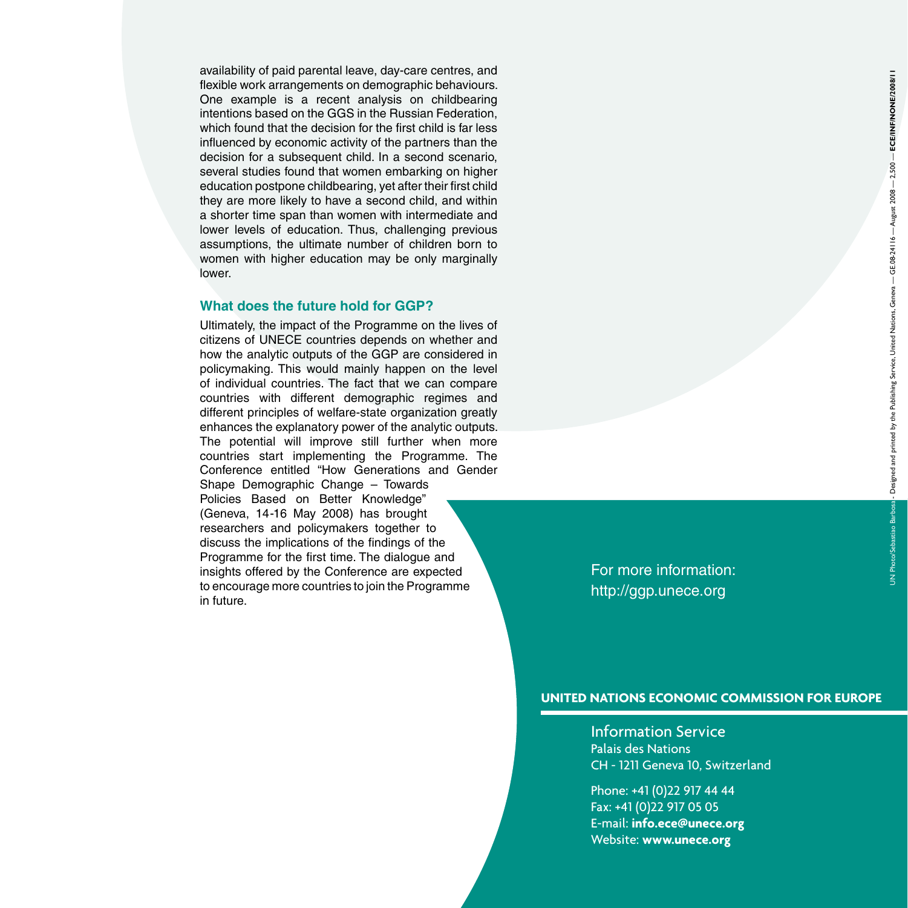availability of paid parental leave, day-care centres, and flexible work arrangements on demographic behaviours. One example is a recent analysis on childbearing intentions based on the GGS in the Russian Federation, which found that the decision for the first child is far less influenced by economic activity of the partners than the decision for a subsequent child. In a second scenario, several studies found that women embarking on higher education postpone childbearing, yet after their first child they are more likely to have a second child, and within a shorter time span than women with intermediate and lower levels of education. Thus, challenging previous assumptions, the ultimate number of children born to women with higher education may be only marginally lower.

## What does the future hold for GGP?

Ultimately, the impact of the Programme on the lives of citizens of UNECE countries depends on whether and how the analytic outputs of the GGP are considered in policymaking. This would mainly happen on the level of individual countries. The fact that we can compare countries with different demographic regimes and different principles of welfare-state organization greatly enhances the explanatory power of the analytic outputs. The potential will improve still further when more countries start implementing the Programme. The Conference entitled "How Generations and Gender Shape Demographic Change – Towards Policies Based on Better Knowledge" (Geneva, 14-16 May 2008) has brought researchers and policymakers together to discuss the implications of the findings of the Programme for the first time. The dialogue and insights offered by the Conference are expected to encourage more countries to join the Programme in future.

For more information:
http://ggp.unece.org

**UNITED NATIONS ECONOMIC COMMISSION FOR EUROPE**

Information Service
Palais des Nations
CH - 1211 Geneva 10, Switzerland

Phone: +41 (0)22 917 44 44
Fax: +41 (0)22 917 05 05
E-mail: **info.ece@unece.org**
Website: **www.unece.org**

UN Photo/Sebastiao Barbosa - Designed and printed by the Publishing Service, United Nations, Geneva — GE.08-24116 — August 2008 — 2,500 — **ECE/INF/NONE/2008/11**